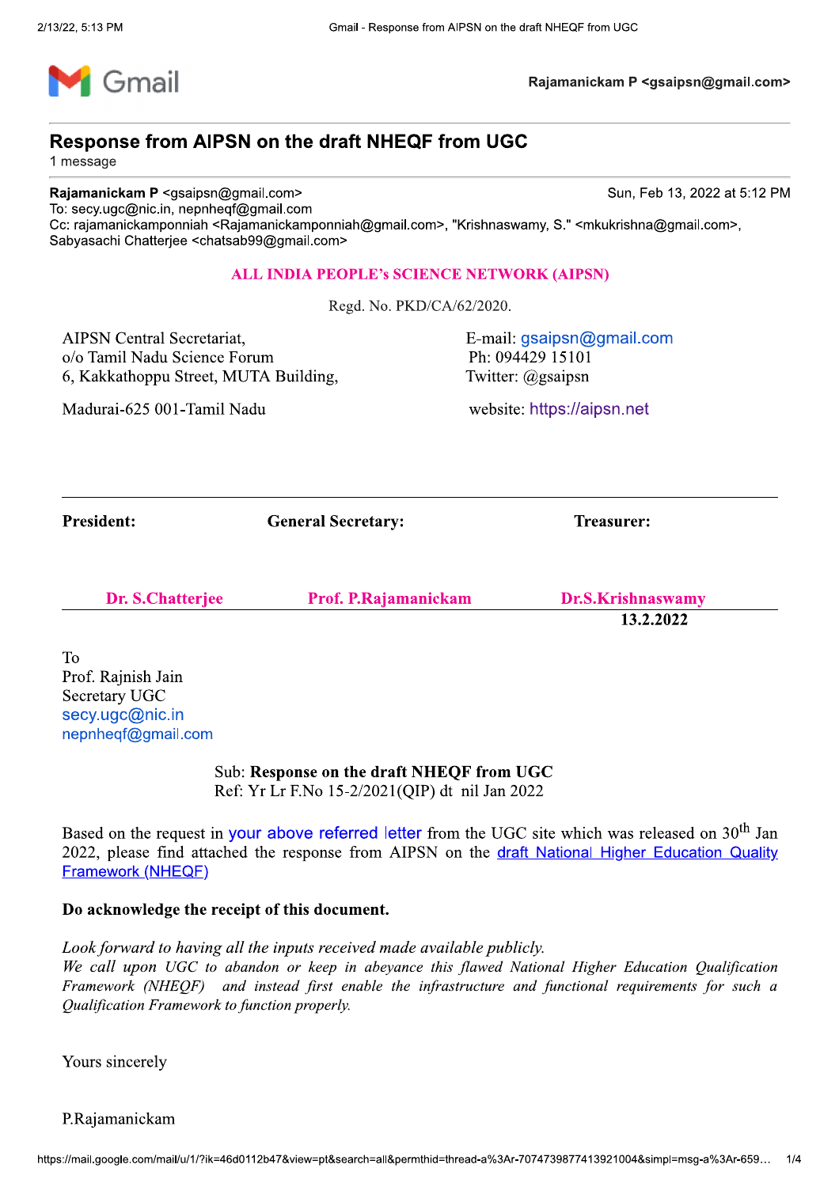Gmail

Rajamanickam P <gsaipsn@gmail.com>

# Response from AIPSN on the draft NHEQF from UGC

1 message

**Rajamanickam P** <gsaipsn@gmail.com> — Sun, Feb 13, 2022 at 5:12 PM
To: secy.ugc@nic.in, nepnheqf@gmail.com
Cc: rajamanickamponniah <Rajamanickamponniah@gmail.com>, "Krishnaswamy, S." <mkukrishna@gmail.com>, Sabyasachi Chatterjee <chatsab99@gmail.com>

## ALL INDIA PEOPLE's SCIENCE NETWORK (AIPSN)

Regd. No. PKD/CA/62/2020.

AIPSN Central Secretariat,
o/o Tamil Nadu Science Forum
6, Kakkathoppu Street, MUTA Building,
Madurai-625 001-Tamil Nadu

E-mail: gsaipsn@gmail.com
Ph: 094429 15101
Twitter: @gsaipsn
website: https://aipsn.net

| President: | General Secretary: | Treasurer: |
|---|---|---|
| Dr. S.Chatterjee | Prof. P.Rajamanickam | Dr.S.Krishnaswamy |

**13.2.2022**

To
Prof. Rajnish Jain
Secretary UGC
secy.ugc@nic.in
nepnheqf@gmail.com

Sub: **Response on the draft NHEQF from UGC**
Ref: Yr Lr F.No 15-2/2021(QIP) dt nil Jan 2022

Based on the request in your above referred letter from the UGC site which was released on 30th Jan 2022, please find attached the response from AIPSN on the draft National Higher Education Quality Framework (NHEQF)

**Do acknowledge the receipt of this document.**

*Look forward to having all the inputs received made available publicly.*
*We call upon UGC to abandon or keep in abeyance this flawed National Higher Education Qualification Framework (NHEQF) and instead first enable the infrastructure and functional requirements for such a Qualification Framework to function properly.*

Yours sincerely

P.Rajamanickam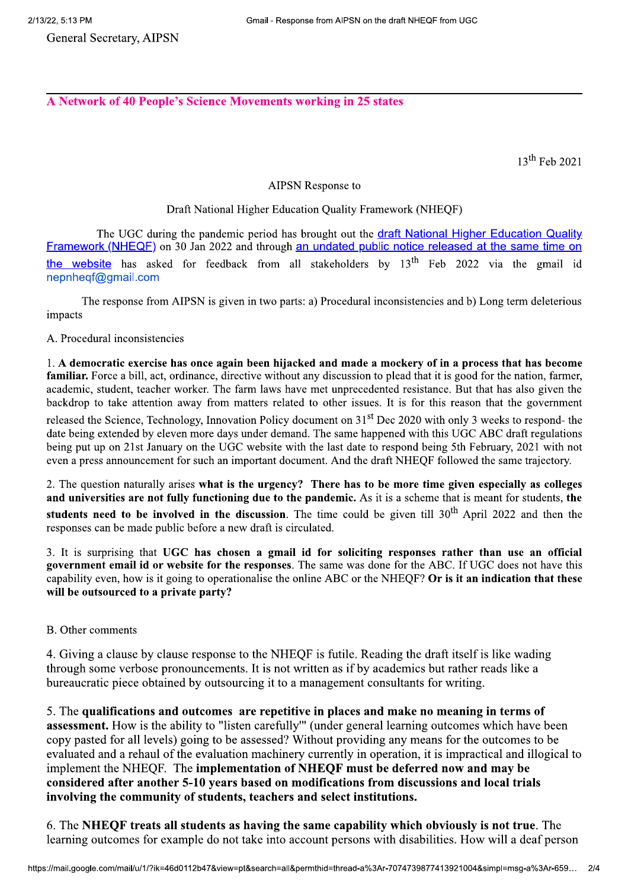General Secretary, AIPSN

---

**A Network of 40 People's Science Movements working in 25 states**

13th Feb 2021

AIPSN Response to

Draft National Higher Education Quality Framework (NHEQF)

The UGC during the pandemic period has brought out the draft National Higher Education Quality Framework (NHEQF) on 30 Jan 2022 and through an undated public notice released at the same time on the website has asked for feedback from all stakeholders by 13th Feb 2022 via the gmail id nepnheqf@gmail.com

The response from AIPSN is given in two parts: a) Procedural inconsistencies and b) Long term deleterious impacts

A. Procedural inconsistencies

1. **A democratic exercise has once again been hijacked and made a mockery of in a process that has become familiar.** Force a bill, act, ordinance, directive without any discussion to plead that it is good for the nation, farmer, academic, student, teacher worker. The farm laws have met unprecedented resistance. But that has also given the backdrop to take attention away from matters related to other issues. It is for this reason that the government released the Science, Technology, Innovation Policy document on 31st Dec 2020 with only 3 weeks to respond- the date being extended by eleven more days under demand. The same happened with this UGC ABC draft regulations being put up on 21st January on the UGC website with the last date to respond being 5th February, 2021 with not even a press announcement for such an important document. And the draft NHEQF followed the same trajectory.

2. The question naturally arises **what is the urgency? There has to be more time given especially as colleges and universities are not fully functioning due to the pandemic.** As it is a scheme that is meant for students, **the students need to be involved in the discussion**. The time could be given till 30th April 2022 and then the responses can be made public before a new draft is circulated.

3. It is surprising that **UGC has chosen a gmail id for soliciting responses rather than use an official government email id or website for the responses**. The same was done for the ABC. If UGC does not have this capability even, how is it going to operationalise the online ABC or the NHEQF? **Or is it an indication that these will be outsourced to a private party?**

B. Other comments

4. Giving a clause by clause response to the NHEQF is futile. Reading the draft itself is like wading through some verbose pronouncements. It is not written as if by academics but rather reads like a bureaucratic piece obtained by outsourcing it to a management consultants for writing.

5. The **qualifications and outcomes are repetitive in places and make no meaning in terms of assessment.** How is the ability to "listen carefully"' (under general learning outcomes which have been copy pasted for all levels) going to be assessed? Without providing any means for the outcomes to be evaluated and a rehaul of the evaluation machinery currently in operation, it is impractical and illogical to implement the NHEQF. The **implementation of NHEQF must be deferred now and may be considered after another 5-10 years based on modifications from discussions and local trials involving the community of students, teachers and select institutions.**

6. The **NHEQF treats all students as having the same capability which obviously is not true**. The learning outcomes for example do not take into account persons with disabilities. How will a deaf person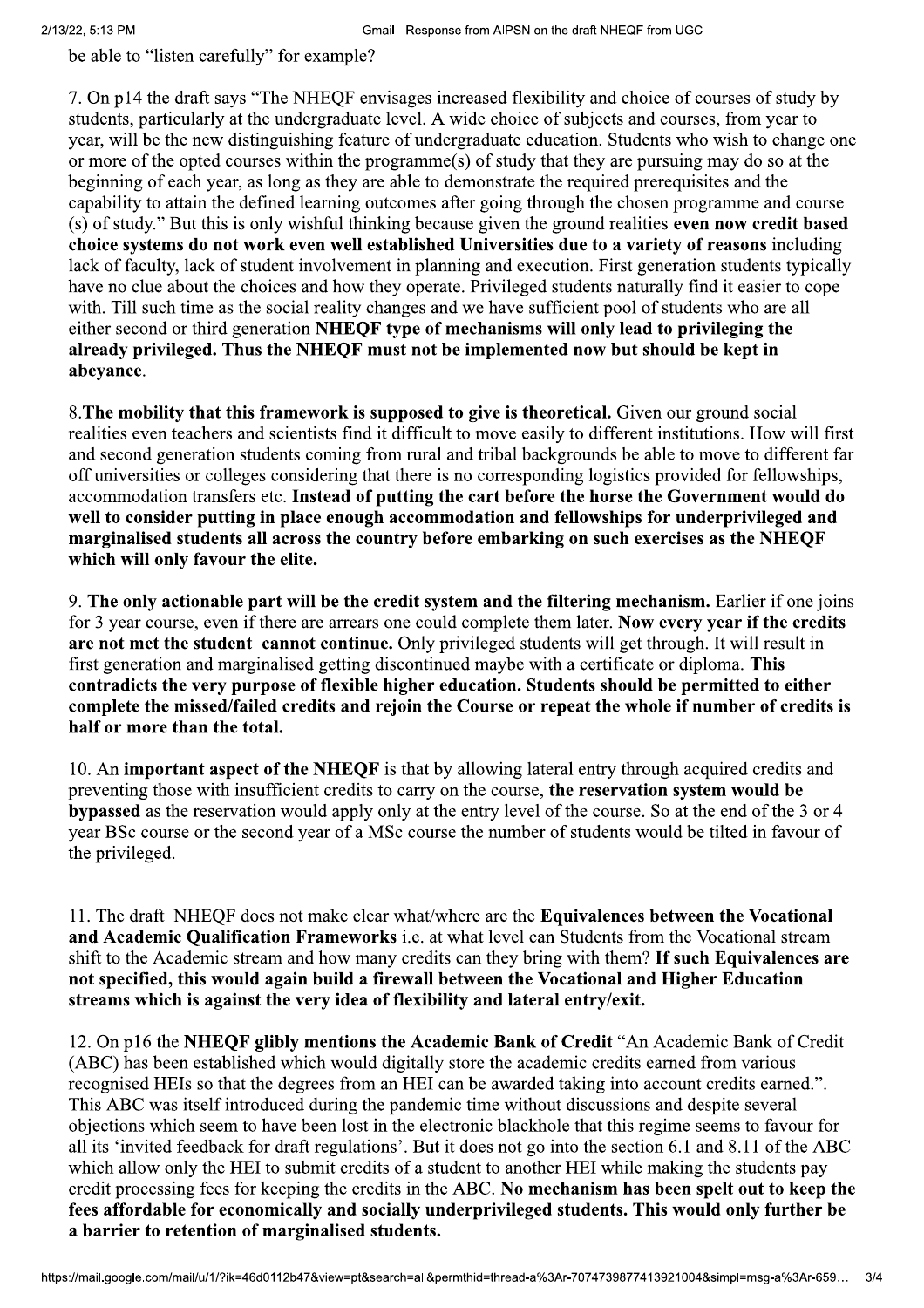be able to "listen carefully" for example?

7. On p14 the draft says "The NHEQF envisages increased flexibility and choice of courses of study by students, particularly at the undergraduate level. A wide choice of subjects and courses, from year to year, will be the new distinguishing feature of undergraduate education. Students who wish to change one or more of the opted courses within the programme(s) of study that they are pursuing may do so at the beginning of each year, as long as they are able to demonstrate the required prerequisites and the capability to attain the defined learning outcomes after going through the chosen programme and course (s) of study." But this is only wishful thinking because given the ground realities **even now credit based choice systems do not work even well established Universities due to a variety of reasons** including lack of faculty, lack of student involvement in planning and execution. First generation students typically have no clue about the choices and how they operate. Privileged students naturally find it easier to cope with. Till such time as the social reality changes and we have sufficient pool of students who are all either second or third generation **NHEQF type of mechanisms will only lead to privileging the already privileged. Thus the NHEQF must not be implemented now but should be kept in abeyance**.

8. **The mobility that this framework is supposed to give is theoretical.** Given our ground social realities even teachers and scientists find it difficult to move easily to different institutions. How will first and second generation students coming from rural and tribal backgrounds be able to move to different far off universities or colleges considering that there is no corresponding logistics provided for fellowships, accommodation transfers etc. **Instead of putting the cart before the horse the Government would do well to consider putting in place enough accommodation and fellowships for underprivileged and marginalised students all across the country before embarking on such exercises as the NHEQF which will only favour the elite.**

9. **The only actionable part will be the credit system and the filtering mechanism.** Earlier if one joins for 3 year course, even if there are arrears one could complete them later. **Now every year if the credits are not met the student cannot continue.** Only privileged students will get through. It will result in first generation and marginalised getting discontinued maybe with a certificate or diploma. **This contradicts the very purpose of flexible higher education. Students should be permitted to either complete the missed/failed credits and rejoin the Course or repeat the whole if number of credits is half or more than the total.**

10. An **important aspect of the NHEQF** is that by allowing lateral entry through acquired credits and preventing those with insufficient credits to carry on the course, **the reservation system would be bypassed** as the reservation would apply only at the entry level of the course. So at the end of the 3 or 4 year BSc course or the second year of a MSc course the number of students would be tilted in favour of the privileged.

11. The draft NHEQF does not make clear what/where are the **Equivalences between the Vocational and Academic Qualification Frameworks** i.e. at what level can Students from the Vocational stream shift to the Academic stream and how many credits can they bring with them? **If such Equivalences are not specified, this would again build a firewall between the Vocational and Higher Education streams which is against the very idea of flexibility and lateral entry/exit.**

12. On p16 the **NHEQF glibly mentions the Academic Bank of Credit** "An Academic Bank of Credit (ABC) has been established which would digitally store the academic credits earned from various recognised HEIs so that the degrees from an HEI can be awarded taking into account credits earned.". This ABC was itself introduced during the pandemic time without discussions and despite several objections which seem to have been lost in the electronic blackhole that this regime seems to favour for all its 'invited feedback for draft regulations'. But it does not go into the section 6.1 and 8.11 of the ABC which allow only the HEI to submit credits of a student to another HEI while making the students pay credit processing fees for keeping the credits in the ABC. **No mechanism has been spelt out to keep the fees affordable for economically and socially underprivileged students. This would only further be a barrier to retention of marginalised students.**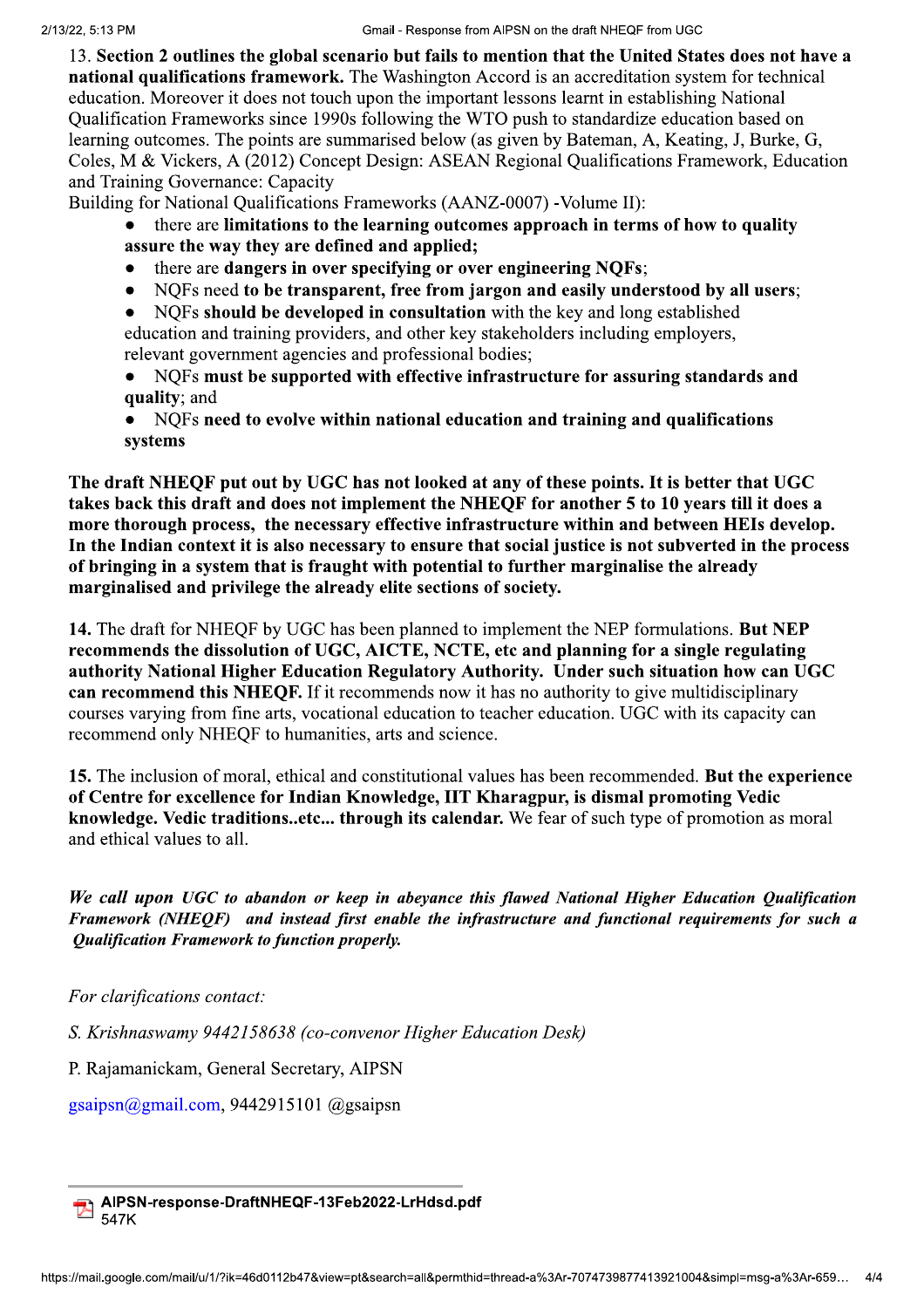13. **Section 2 outlines the global scenario but fails to mention that the United States does not have a national qualifications framework.** The Washington Accord is an accreditation system for technical education. Moreover it does not touch upon the important lessons learnt in establishing National Qualification Frameworks since 1990s following the WTO push to standardize education based on learning outcomes. The points are summarised below (as given by Bateman, A, Keating, J, Burke, G, Coles, M & Vickers, A (2012) Concept Design: ASEAN Regional Qualifications Framework, Education and Training Governance: Capacity
Building for National Qualifications Frameworks (AANZ-0007) -Volume II):

- there are **limitations to the learning outcomes approach in terms of how to quality assure the way they are defined and applied;**
- there are **dangers in over specifying or over engineering NQFs**;
- NQFs need **to be transparent, free from jargon and easily understood by all users**;
- NQFs **should be developed in consultation** with the key and long established education and training providers, and other key stakeholders including employers, relevant government agencies and professional bodies;
- NQFs **must be supported with effective infrastructure for assuring standards and quality**; and
- NQFs **need to evolve within national education and training and qualifications systems**

**The draft NHEQF put out by UGC has not looked at any of these points. It is better that UGC takes back this draft and does not implement the NHEQF for another 5 to 10 years till it does a more thorough process, the necessary effective infrastructure within and between HEIs develop. In the Indian context it is also necessary to ensure that social justice is not subverted in the process of bringing in a system that is fraught with potential to further marginalise the already marginalised and privilege the already elite sections of society.**

**14.** The draft for NHEQF by UGC has been planned to implement the NEP formulations. **But NEP recommends the dissolution of UGC, AICTE, NCTE, etc and planning for a single regulating authority National Higher Education Regulatory Authority. Under such situation how can UGC can recommend this NHEQF.** If it recommends now it has no authority to give multidisciplinary courses varying from fine arts, vocational education to teacher education. UGC with its capacity can recommend only NHEQF to humanities, arts and science.

**15.** The inclusion of moral, ethical and constitutional values has been recommended. **But the experience of Centre for excellence for Indian Knowledge, IIT Kharagpur, is dismal promoting Vedic knowledge. Vedic traditions..etc... through its calendar.** We fear of such type of promotion as moral and ethical values to all.

***We call upon UGC to abandon or keep in abeyance this flawed National Higher Education Qualification Framework (NHEQF) and instead first enable the infrastructure and functional requirements for such a Qualification Framework to function properly.***

*For clarifications contact:*

*S. Krishnaswamy 9442158638 (co-convenor Higher Education Desk)*

P. Rajamanickam, General Secretary, AIPSN

gsaipsn@gmail.com, 9442915101 @gsaipsn

**AIPSN-response-DraftNHEQF-13Feb2022-LrHdsd.pdf**
547K